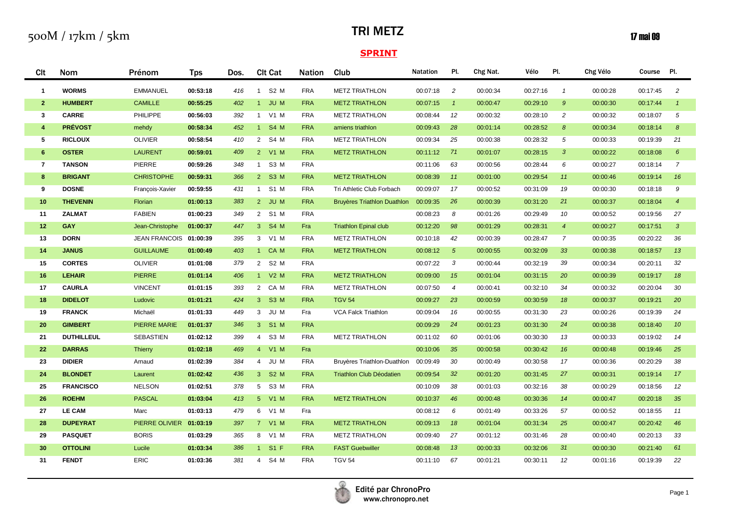500M / 17km / 5km

# TRI METZ

17 mai 09

## SPRINT

| Clt | Nom | Prénom | Tps | Dos. | Clt Cat | | Nation | Club | Natation | Pl. | Chg Nat. | Vélo | Pl. | Chg Vélo | Course | Pl. |
|---|---|---|---|---|---|---|---|---|---|---|---|---|---|---|---|---|
| 1 | WORMS | EMMANUEL | 00:53:18 | 416 | 1 | S2 M | FRA | METZ TRIATHLON | 00:07:18 | 2 | 00:00:34 | 00:27:16 | 1 | 00:00:28 | 00:17:45 | 2 |
| 2 | HUMBERT | CAMILLE | 00:55:25 | 402 | 1 | JU M | FRA | METZ TRIATHLON | 00:07:15 | 1 | 00:00:47 | 00:29:10 | 9 | 00:00:30 | 00:17:44 | 1 |
| 3 | CARRE | PHILIPPE | 00:56:03 | 392 | 1 | V1 M | FRA | METZ TRIATHLON | 00:08:44 | 12 | 00:00:32 | 00:28:10 | 2 | 00:00:32 | 00:18:07 | 5 |
| 4 | PRÉVOST | mehdy | 00:58:34 | 452 | 1 | S4 M | FRA | amiens triathlon | 00:09:43 | 28 | 00:01:14 | 00:28:52 | 8 | 00:00:34 | 00:18:14 | 8 |
| 5 | RICLOUX | OLIVIER | 00:58:54 | 410 | 2 | S4 M | FRA | METZ TRIATHLON | 00:09:34 | 25 | 00:00:38 | 00:28:32 | 5 | 00:00:33 | 00:19:39 | 21 |
| 6 | OSTER | LAURENT | 00:59:01 | 409 | 2 | V1 M | FRA | METZ TRIATHLON | 00:11:12 | 71 | 00:01:07 | 00:28:15 | 3 | 00:00:22 | 00:18:08 | 6 |
| 7 | TANSON | PIERRE | 00:59:26 | 348 | 1 | S3 M | FRA | | 00:11:06 | 63 | 00:00:56 | 00:28:44 | 6 | 00:00:27 | 00:18:14 | 7 |
| 8 | BRIGANT | CHRISTOPHE | 00:59:31 | 366 | 2 | S3 M | FRA | METZ TRIATHLON | 00:08:39 | 11 | 00:01:00 | 00:29:54 | 11 | 00:00:46 | 00:19:14 | 16 |
| 9 | DOSNE | François-Xavier | 00:59:55 | 431 | 1 | S1 M | FRA | Tri Athletic Club Forbach | 00:09:07 | 17 | 00:00:52 | 00:31:09 | 19 | 00:00:30 | 00:18:18 | 9 |
| 10 | THEVENIN | Florian | 01:00:13 | 383 | 2 | JU M | FRA | Bruyères Triathlon Duathlon | 00:09:35 | 26 | 00:00:39 | 00:31:20 | 21 | 00:00:37 | 00:18:04 | 4 |
| 11 | ZALMAT | FABIEN | 01:00:23 | 349 | 2 | S1 M | FRA | | 00:08:23 | 8 | 00:01:26 | 00:29:49 | 10 | 00:00:52 | 00:19:56 | 27 |
| 12 | GAY | Jean-Christophe | 01:00:37 | 447 | 3 | S4 M | Fra | Triathlon Epinal club | 00:12:20 | 98 | 00:01:29 | 00:28:31 | 4 | 00:00:27 | 00:17:51 | 3 |
| 13 | DORN | JEAN FRANCOIS | 01:00:39 | 395 | 3 | V1 M | FRA | METZ TRIATHLON | 00:10:18 | 42 | 00:00:39 | 00:28:47 | 7 | 00:00:35 | 00:20:22 | 36 |
| 14 | JANUS | GUILLAUME | 01:00:49 | 403 | 1 | CA M | FRA | METZ TRIATHLON | 00:08:12 | 5 | 00:00:55 | 00:32:09 | 33 | 00:00:38 | 00:18:57 | 13 |
| 15 | CORTES | OLIVIER | 01:01:08 | 379 | 2 | S2 M | FRA | | 00:07:22 | 3 | 00:00:44 | 00:32:19 | 39 | 00:00:34 | 00:20:11 | 32 |
| 16 | LEHAIR | PIERRE | 01:01:14 | 406 | 1 | V2 M | FRA | METZ TRIATHLON | 00:09:00 | 15 | 00:01:04 | 00:31:15 | 20 | 00:00:39 | 00:19:17 | 18 |
| 17 | CAURLA | VINCENT | 01:01:15 | 393 | 2 | CA M | FRA | METZ TRIATHLON | 00:07:50 | 4 | 00:00:41 | 00:32:10 | 34 | 00:00:32 | 00:20:04 | 30 |
| 18 | DIDELOT | Ludovic | 01:01:21 | 424 | 3 | S3 M | FRA | TGV 54 | 00:09:27 | 23 | 00:00:59 | 00:30:59 | 18 | 00:00:37 | 00:19:21 | 20 |
| 19 | FRANCK | Michaël | 01:01:33 | 449 | 3 | JU M | Fra | VCA Falck Triathlon | 00:09:04 | 16 | 00:00:55 | 00:31:30 | 23 | 00:00:26 | 00:19:39 | 24 |
| 20 | GIMBERT | PIERRE MARIE | 01:01:37 | 346 | 3 | S1 M | FRA | | 00:09:29 | 24 | 00:01:23 | 00:31:30 | 24 | 00:00:38 | 00:18:40 | 10 |
| 21 | DUTHILLEUL | SEBASTIEN | 01:02:12 | 399 | 4 | S3 M | FRA | METZ TRIATHLON | 00:11:02 | 60 | 00:01:06 | 00:30:30 | 13 | 00:00:33 | 00:19:02 | 14 |
| 22 | DARRAS | Thierry | 01:02:18 | 469 | 4 | V1 M | Fra | | 00:10:06 | 35 | 00:00:58 | 00:30:42 | 16 | 00:00:48 | 00:19:46 | 25 |
| 23 | DIDIER | Arnaud | 01:02:39 | 384 | 4 | JU M | FRA | Bruyères Triathlon-Duathlon | 00:09:49 | 30 | 00:00:49 | 00:30:58 | 17 | 00:00:36 | 00:20:29 | 38 |
| 24 | BLONDET | Laurent | 01:02:42 | 436 | 3 | S2 M | FRA | Triathlon Club Déodatien | 00:09:54 | 32 | 00:01:20 | 00:31:45 | 27 | 00:00:31 | 00:19:14 | 17 |
| 25 | FRANCISCO | NELSON | 01:02:51 | 378 | 5 | S3 M | FRA | | 00:10:09 | 38 | 00:01:03 | 00:32:16 | 38 | 00:00:29 | 00:18:56 | 12 |
| 26 | ROEHM | PASCAL | 01:03:04 | 413 | 5 | V1 M | FRA | METZ TRIATHLON | 00:10:37 | 46 | 00:00:48 | 00:30:36 | 14 | 00:00:47 | 00:20:18 | 35 |
| 27 | LE CAM | Marc | 01:03:13 | 479 | 6 | V1 M | Fra | | 00:08:12 | 6 | 00:01:49 | 00:33:26 | 57 | 00:00:52 | 00:18:55 | 11 |
| 28 | DUPEYRAT | PIERRE OLIVIER | 01:03:19 | 397 | 7 | V1 M | FRA | METZ TRIATHLON | 00:09:13 | 18 | 00:01:04 | 00:31:34 | 25 | 00:00:47 | 00:20:42 | 46 |
| 29 | PASQUET | BORIS | 01:03:29 | 365 | 8 | V1 M | FRA | METZ TRIATHLON | 00:09:40 | 27 | 00:01:12 | 00:31:46 | 28 | 00:00:40 | 00:20:13 | 33 |
| 30 | OTTOLINI | Lucile | 01:03:34 | 386 | 1 | S1 F | FRA | FAST Guebwiller | 00:08:48 | 13 | 00:00:33 | 00:32:06 | 31 | 00:00:30 | 00:21:40 | 61 |
| 31 | FENDT | ERIC | 01:03:36 | 381 | 4 | S4 M | FRA | TGV 54 | 00:11:10 | 67 | 00:01:21 | 00:30:11 | 12 | 00:01:16 | 00:19:39 | 22 |

Edité par ChronoPro
www.chronopro.net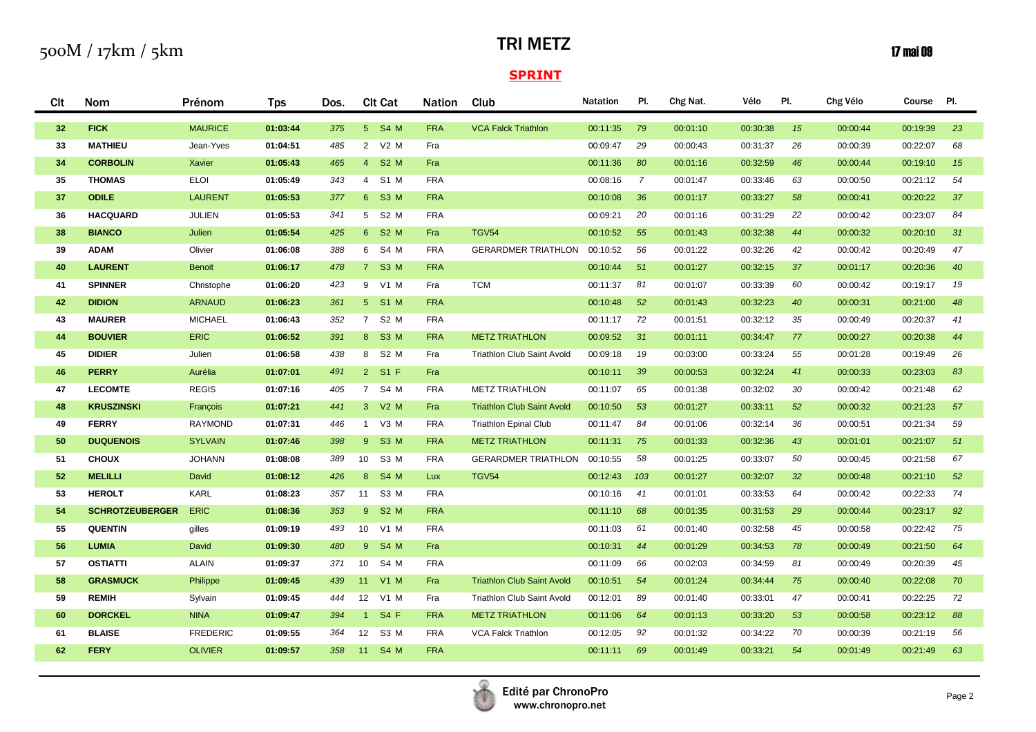500M / 17km / 5km

# TRI METZ

17 mai 09

## SPRINT

| Clt | Nom | Prénom | Tps | Dos. | Clt Cat | Nation | Club | Natation | Pl. | Chg Nat. | Vélo | Pl. | Chg Vélo | Course | Pl. |
|---|---|---|---|---|---|---|---|---|---|---|---|---|---|---|---|
| 32 | FICK | MAURICE | 01:03:44 | 375 | 5 S4 M | FRA | VCA Falck Triathlon | 00:11:35 | 79 | 00:01:10 | 00:30:38 | 15 | 00:00:44 | 00:19:39 | 23 |
| 33 | MATHIEU | Jean-Yves | 01:04:51 | 485 | 2 V2 M | Fra | | 00:09:47 | 29 | 00:00:43 | 00:31:37 | 26 | 00:00:39 | 00:22:07 | 68 |
| 34 | CORBOLIN | Xavier | 01:05:43 | 465 | 4 S2 M | Fra | | 00:11:36 | 80 | 00:01:16 | 00:32:59 | 46 | 00:00:44 | 00:19:10 | 15 |
| 35 | THOMAS | ELOI | 01:05:49 | 343 | 4 S1 M | FRA | | 00:08:16 | 7 | 00:01:47 | 00:33:46 | 63 | 00:00:50 | 00:21:12 | 54 |
| 37 | ODILE | LAURENT | 01:05:53 | 377 | 6 S3 M | FRA | | 00:10:08 | 36 | 00:01:17 | 00:33:27 | 58 | 00:00:41 | 00:20:22 | 37 |
| 36 | HACQUARD | JULIEN | 01:05:53 | 341 | 5 S2 M | FRA | | 00:09:21 | 20 | 00:01:16 | 00:31:29 | 22 | 00:00:42 | 00:23:07 | 84 |
| 38 | BIANCO | Julien | 01:05:54 | 425 | 6 S2 M | Fra | TGV54 | 00:10:52 | 55 | 00:01:43 | 00:32:38 | 44 | 00:00:32 | 00:20:10 | 31 |
| 39 | ADAM | Olivier | 01:06:08 | 388 | 6 S4 M | FRA | GERARDMER TRIATHLON | 00:10:52 | 56 | 00:01:22 | 00:32:26 | 42 | 00:00:42 | 00:20:49 | 47 |
| 40 | LAURENT | Benoit | 01:06:17 | 478 | 7 S3 M | FRA | | 00:10:44 | 51 | 00:01:27 | 00:32:15 | 37 | 00:01:17 | 00:20:36 | 40 |
| 41 | SPINNER | Christophe | 01:06:20 | 423 | 9 V1 M | Fra | TCM | 00:11:37 | 81 | 00:01:07 | 00:33:39 | 60 | 00:00:42 | 00:19:17 | 19 |
| 42 | DIDION | ARNAUD | 01:06:23 | 361 | 5 S1 M | FRA | | 00:10:48 | 52 | 00:01:43 | 00:32:23 | 40 | 00:00:31 | 00:21:00 | 48 |
| 43 | MAURER | MICHAEL | 01:06:43 | 352 | 7 S2 M | FRA | | 00:11:17 | 72 | 00:01:51 | 00:32:12 | 35 | 00:00:49 | 00:20:37 | 41 |
| 44 | BOUVIER | ERIC | 01:06:52 | 391 | 8 S3 M | FRA | METZ TRIATHLON | 00:09:52 | 31 | 00:01:11 | 00:34:47 | 77 | 00:00:27 | 00:20:38 | 44 |
| 45 | DIDIER | Julien | 01:06:58 | 438 | 8 S2 M | Fra | Triathlon Club Saint Avold | 00:09:18 | 19 | 00:03:00 | 00:33:24 | 55 | 00:01:28 | 00:19:49 | 26 |
| 46 | PERRY | Aurélia | 01:07:01 | 491 | 2 S1 F | Fra | | 00:10:11 | 39 | 00:00:53 | 00:32:24 | 41 | 00:00:33 | 00:23:03 | 83 |
| 47 | LECOMTE | REGIS | 01:07:16 | 405 | 7 S4 M | FRA | METZ TRIATHLON | 00:11:07 | 65 | 00:01:38 | 00:32:02 | 30 | 00:00:42 | 00:21:48 | 62 |
| 48 | KRUSZINSKI | François | 01:07:21 | 441 | 3 V2 M | Fra | Triathlon Club Saint Avold | 00:10:50 | 53 | 00:01:27 | 00:33:11 | 52 | 00:00:32 | 00:21:23 | 57 |
| 49 | FERRY | RAYMOND | 01:07:31 | 446 | 1 V3 M | FRA | Triathlon Epinal Club | 00:11:47 | 84 | 00:01:06 | 00:32:14 | 36 | 00:00:51 | 00:21:34 | 59 |
| 50 | DUQUENOIS | SYLVAIN | 01:07:46 | 398 | 9 S3 M | FRA | METZ TRIATHLON | 00:11:31 | 75 | 00:01:33 | 00:32:36 | 43 | 00:01:01 | 00:21:07 | 51 |
| 51 | CHOUX | JOHANN | 01:08:08 | 389 | 10 S3 M | FRA | GERARDMER TRIATHLON | 00:10:55 | 58 | 00:01:25 | 00:33:07 | 50 | 00:00:45 | 00:21:58 | 67 |
| 52 | MELILLI | David | 01:08:12 | 426 | 8 S4 M | Lux | TGV54 | 00:12:43 | 103 | 00:01:27 | 00:32:07 | 32 | 00:00:48 | 00:21:10 | 52 |
| 53 | HEROLT | KARL | 01:08:23 | 357 | 11 S3 M | FRA | | 00:10:16 | 41 | 00:01:01 | 00:33:53 | 64 | 00:00:42 | 00:22:33 | 74 |
| 54 | SCHROTZEUBERGER | ERIC | 01:08:36 | 353 | 9 S2 M | FRA | | 00:11:10 | 68 | 00:01:35 | 00:31:53 | 29 | 00:00:44 | 00:23:17 | 92 |
| 55 | QUENTIN | gilles | 01:09:19 | 493 | 10 V1 M | FRA | | 00:11:03 | 61 | 00:01:40 | 00:32:58 | 45 | 00:00:58 | 00:22:42 | 75 |
| 56 | LUMIA | David | 01:09:30 | 480 | 9 S4 M | Fra | | 00:10:31 | 44 | 00:01:29 | 00:34:53 | 78 | 00:00:49 | 00:21:50 | 64 |
| 57 | OSTIATTI | ALAIN | 01:09:37 | 371 | 10 S4 M | FRA | | 00:11:09 | 66 | 00:02:03 | 00:34:59 | 81 | 00:00:49 | 00:20:39 | 45 |
| 58 | GRASMUCK | Philippe | 01:09:45 | 439 | 11 V1 M | Fra | Triathlon Club Saint Avold | 00:10:51 | 54 | 00:01:24 | 00:34:44 | 75 | 00:00:40 | 00:22:08 | 70 |
| 59 | REMIH | Sylvain | 01:09:45 | 444 | 12 V1 M | Fra | Triathlon Club Saint Avold | 00:12:01 | 89 | 00:01:40 | 00:33:01 | 47 | 00:00:41 | 00:22:25 | 72 |
| 60 | DORCKEL | NINA | 01:09:47 | 394 | 1 S4 F | FRA | METZ TRIATHLON | 00:11:06 | 64 | 00:01:13 | 00:33:20 | 53 | 00:00:58 | 00:23:12 | 88 |
| 61 | BLAISE | FREDERIC | 01:09:55 | 364 | 12 S3 M | FRA | VCA Falck Triathlon | 00:12:05 | 92 | 00:01:32 | 00:34:22 | 70 | 00:00:39 | 00:21:19 | 56 |
| 62 | FERY | OLIVIER | 01:09:57 | 358 | 11 S4 M | FRA | | 00:11:11 | 69 | 00:01:49 | 00:33:21 | 54 | 00:01:49 | 00:21:49 | 63 |

Edité par ChronoPro
www.chronopro.net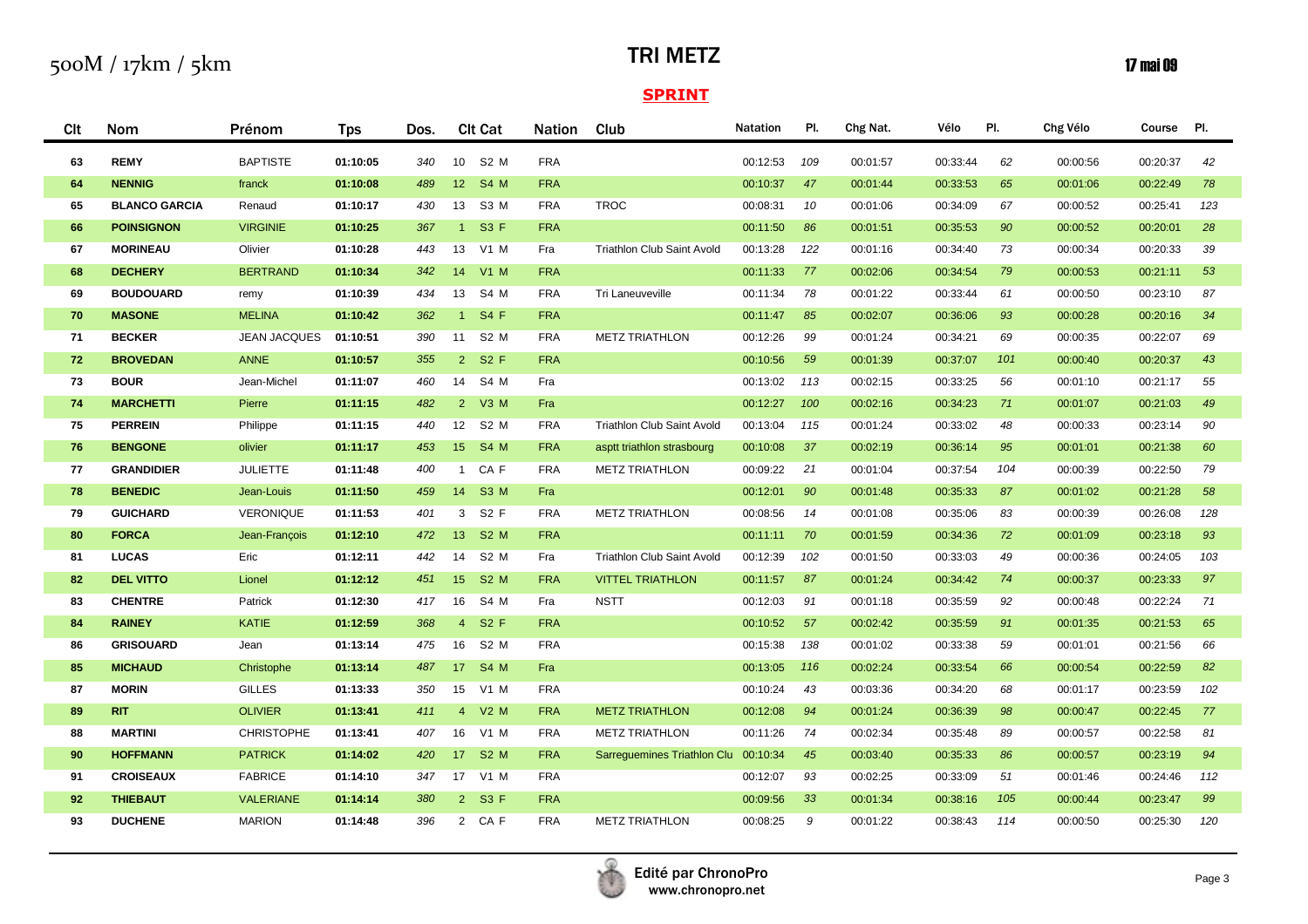500M / 17km / 5km

# TRI METZ

17 mai 09

## SPRINT

| Clt | Nom | Prénom | Tps | Dos. | Clt Cat | | Nation | Club | Natation | Pl. | Chg Nat. | Vélo | Pl. | Chg Vélo | Course | Pl. |
|---|---|---|---|---|---|---|---|---|---|---|---|---|---|---|---|---|
| 63 | REMY | BAPTISTE | 01:10:05 | 340 | 10 | S2 M | FRA | | 00:12:53 | 109 | 00:01:57 | 00:33:44 | 62 | 00:00:56 | 00:20:37 | 42 |
| 64 | NENNIG | franck | 01:10:08 | 489 | 12 | S4 M | FRA | | 00:10:37 | 47 | 00:01:44 | 00:33:53 | 65 | 00:01:06 | 00:22:49 | 78 |
| 65 | BLANCO GARCIA | Renaud | 01:10:17 | 430 | 13 | S3 M | FRA | TROC | 00:08:31 | 10 | 00:01:06 | 00:34:09 | 67 | 00:00:52 | 00:25:41 | 123 |
| 66 | POINSIGNON | VIRGINIE | 01:10:25 | 367 | 1 | S3 F | FRA | | 00:11:50 | 86 | 00:01:51 | 00:35:53 | 90 | 00:00:52 | 00:20:01 | 28 |
| 67 | MORINEAU | Olivier | 01:10:28 | 443 | 13 | V1 M | Fra | Triathlon Club Saint Avold | 00:13:28 | 122 | 00:01:16 | 00:34:40 | 73 | 00:00:34 | 00:20:33 | 39 |
| 68 | DECHERY | BERTRAND | 01:10:34 | 342 | 14 | V1 M | FRA | | 00:11:33 | 77 | 00:02:06 | 00:34:54 | 79 | 00:00:53 | 00:21:11 | 53 |
| 69 | BOUDOUARD | remy | 01:10:39 | 434 | 13 | S4 M | FRA | Tri Laneuveville | 00:11:34 | 78 | 00:01:22 | 00:33:44 | 61 | 00:00:50 | 00:23:10 | 87 |
| 70 | MASONE | MELINA | 01:10:42 | 362 | 1 | S4 F | FRA | | 00:11:47 | 85 | 00:02:07 | 00:36:06 | 93 | 00:00:28 | 00:20:16 | 34 |
| 71 | BECKER | JEAN JACQUES | 01:10:51 | 390 | 11 | S2 M | FRA | METZ TRIATHLON | 00:12:26 | 99 | 00:01:24 | 00:34:21 | 69 | 00:00:35 | 00:22:07 | 69 |
| 72 | BROVEDAN | ANNE | 01:10:57 | 355 | 2 | S2 F | FRA | | 00:10:56 | 59 | 00:01:39 | 00:37:07 | 101 | 00:00:40 | 00:20:37 | 43 |
| 73 | BOUR | Jean-Michel | 01:11:07 | 460 | 14 | S4 M | Fra | | 00:13:02 | 113 | 00:02:15 | 00:33:25 | 56 | 00:01:10 | 00:21:17 | 55 |
| 74 | MARCHETTI | Pierre | 01:11:15 | 482 | 2 | V3 M | Fra | | 00:12:27 | 100 | 00:02:16 | 00:34:23 | 71 | 00:01:07 | 00:21:03 | 49 |
| 75 | PERREIN | Philippe | 01:11:15 | 440 | 12 | S2 M | FRA | Triathlon Club Saint Avold | 00:13:04 | 115 | 00:01:24 | 00:33:02 | 48 | 00:00:33 | 00:23:14 | 90 |
| 76 | BENGONE | olivier | 01:11:17 | 453 | 15 | S4 M | FRA | asptt triathlon strasbourg | 00:10:08 | 37 | 00:02:19 | 00:36:14 | 95 | 00:01:01 | 00:21:38 | 60 |
| 77 | GRANDIDIER | JULIETTE | 01:11:48 | 400 | 1 | CA F | FRA | METZ TRIATHLON | 00:09:22 | 21 | 00:01:04 | 00:37:54 | 104 | 00:00:39 | 00:22:50 | 79 |
| 78 | BENEDIC | Jean-Louis | 01:11:50 | 459 | 14 | S3 M | Fra | | 00:12:01 | 90 | 00:01:48 | 00:35:33 | 87 | 00:01:02 | 00:21:28 | 58 |
| 79 | GUICHARD | VERONIQUE | 01:11:53 | 401 | 3 | S2 F | FRA | METZ TRIATHLON | 00:08:56 | 14 | 00:01:08 | 00:35:06 | 83 | 00:00:39 | 00:26:08 | 128 |
| 80 | FORCA | Jean-François | 01:12:10 | 472 | 13 | S2 M | FRA | | 00:11:11 | 70 | 00:01:59 | 00:34:36 | 72 | 00:01:09 | 00:23:18 | 93 |
| 81 | LUCAS | Eric | 01:12:11 | 442 | 14 | S2 M | Fra | Triathlon Club Saint Avold | 00:12:39 | 102 | 00:01:50 | 00:33:03 | 49 | 00:00:36 | 00:24:05 | 103 |
| 82 | DEL VITTO | Lionel | 01:12:12 | 451 | 15 | S2 M | FRA | VITTEL TRIATHLON | 00:11:57 | 87 | 00:01:24 | 00:34:42 | 74 | 00:00:37 | 00:23:33 | 97 |
| 83 | CHENTRE | Patrick | 01:12:30 | 417 | 16 | S4 M | Fra | NSTT | 00:12:03 | 91 | 00:01:18 | 00:35:59 | 92 | 00:00:48 | 00:22:24 | 71 |
| 84 | RAINEY | KATIE | 01:12:59 | 368 | 4 | S2 F | FRA | | 00:10:52 | 57 | 00:02:42 | 00:35:59 | 91 | 00:01:35 | 00:21:53 | 65 |
| 86 | GRISOUARD | Jean | 01:13:14 | 475 | 16 | S2 M | FRA | | 00:15:38 | 138 | 00:01:02 | 00:33:38 | 59 | 00:01:01 | 00:21:56 | 66 |
| 85 | MICHAUD | Christophe | 01:13:14 | 487 | 17 | S4 M | Fra | | 00:13:05 | 116 | 00:02:24 | 00:33:54 | 66 | 00:00:54 | 00:22:59 | 82 |
| 87 | MORIN | GILLES | 01:13:33 | 350 | 15 | V1 M | FRA | | 00:10:24 | 43 | 00:03:36 | 00:34:20 | 68 | 00:01:17 | 00:23:59 | 102 |
| 89 | RIT | OLIVIER | 01:13:41 | 411 | 4 | V2 M | FRA | METZ TRIATHLON | 00:12:08 | 94 | 00:01:24 | 00:36:39 | 98 | 00:00:47 | 00:22:45 | 77 |
| 88 | MARTINI | CHRISTOPHE | 01:13:41 | 407 | 16 | V1 M | FRA | METZ TRIATHLON | 00:11:26 | 74 | 00:02:34 | 00:35:48 | 89 | 00:00:57 | 00:22:58 | 81 |
| 90 | HOFFMANN | PATRICK | 01:14:02 | 420 | 17 | S2 M | FRA | Sarreguemines Triathlon Clu | 00:10:34 | 45 | 00:03:40 | 00:35:33 | 86 | 00:00:57 | 00:23:19 | 94 |
| 91 | CROISEAUX | FABRICE | 01:14:10 | 347 | 17 | V1 M | FRA | | 00:12:07 | 93 | 00:02:25 | 00:33:09 | 51 | 00:01:46 | 00:24:46 | 112 |
| 92 | THIEBAUT | VALERIANE | 01:14:14 | 380 | 2 | S3 F | FRA | | 00:09:56 | 33 | 00:01:34 | 00:38:16 | 105 | 00:00:44 | 00:23:47 | 99 |
| 93 | DUCHENE | MARION | 01:14:48 | 396 | 2 | CA F | FRA | METZ TRIATHLON | 00:08:25 | 9 | 00:01:22 | 00:38:43 | 114 | 00:00:50 | 00:25:30 | 120 |

Edité par ChronoPro
www.chronopro.net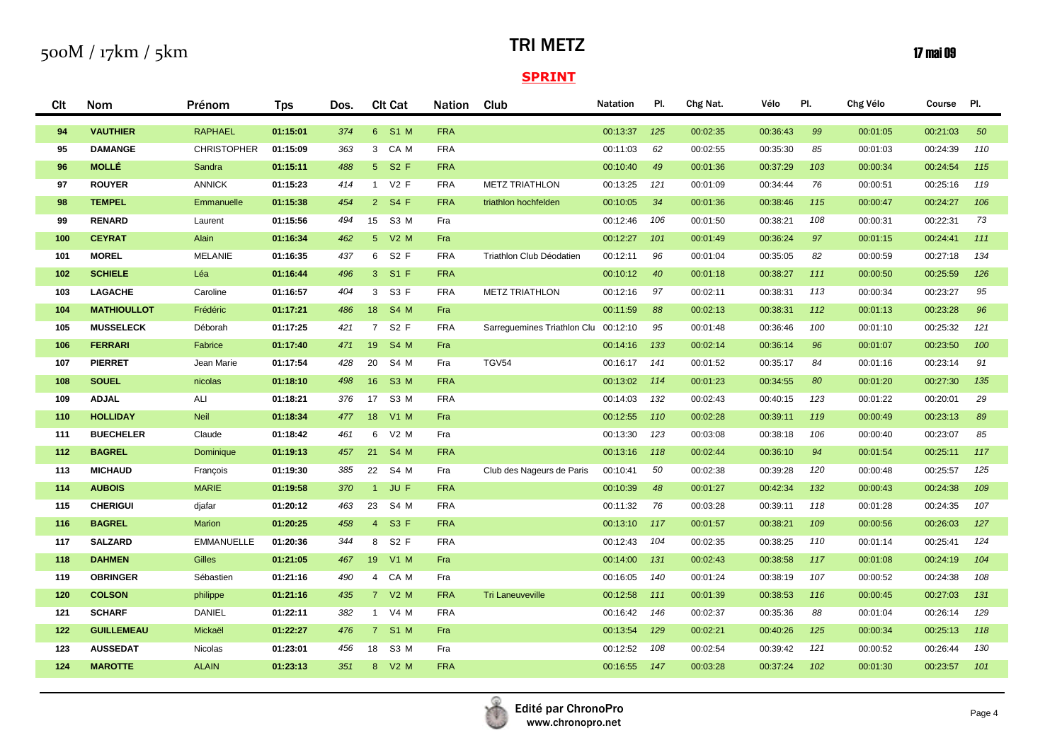500M / 17km / 5km

# TRI METZ

17 mai 09

## SPRINT

| Clt | Nom | Prénom | Tps | Dos. | Clt Cat | | Nation | Club | Natation | Pl. | Chg Nat. | Vélo | Pl. | Chg Vélo | Course | Pl. |
|---|---|---|---|---|---|---|---|---|---|---|---|---|---|---|---|---|
| 94 | VAUTHIER | RAPHAEL | 01:15:01 | 374 | 6 | S1 M | FRA | | 00:13:37 | 125 | 00:02:35 | 00:36:43 | 99 | 00:01:05 | 00:21:03 | 50 |
| 95 | DAMANGE | CHRISTOPHER | 01:15:09 | 363 | 3 | CA M | FRA | | 00:11:03 | 62 | 00:02:55 | 00:35:30 | 85 | 00:01:03 | 00:24:39 | 110 |
| 96 | MOLLÉ | Sandra | 01:15:11 | 488 | 5 | S2 F | FRA | | 00:10:40 | 49 | 00:01:36 | 00:37:29 | 103 | 00:00:34 | 00:24:54 | 115 |
| 97 | ROUYER | ANNICK | 01:15:23 | 414 | 1 | V2 F | FRA | METZ TRIATHLON | 00:13:25 | 121 | 00:01:09 | 00:34:44 | 76 | 00:00:51 | 00:25:16 | 119 |
| 98 | TEMPEL | Emmanuelle | 01:15:38 | 454 | 2 | S4 F | FRA | triathlon hochfelden | 00:10:05 | 34 | 00:01:36 | 00:38:46 | 115 | 00:00:47 | 00:24:27 | 106 |
| 99 | RENARD | Laurent | 01:15:56 | 494 | 15 | S3 M | Fra | | 00:12:46 | 106 | 00:01:50 | 00:38:21 | 108 | 00:00:31 | 00:22:31 | 73 |
| 100 | CEYRAT | Alain | 01:16:34 | 462 | 5 | V2 M | Fra | | 00:12:27 | 101 | 00:01:49 | 00:36:24 | 97 | 00:01:15 | 00:24:41 | 111 |
| 101 | MOREL | MELANIE | 01:16:35 | 437 | 6 | S2 F | FRA | Triathlon Club Déodatien | 00:12:11 | 96 | 00:01:04 | 00:35:05 | 82 | 00:00:59 | 00:27:18 | 134 |
| 102 | SCHIELE | Léa | 01:16:44 | 496 | 3 | S1 F | FRA | | 00:10:12 | 40 | 00:01:18 | 00:38:27 | 111 | 00:00:50 | 00:25:59 | 126 |
| 103 | LAGACHE | Caroline | 01:16:57 | 404 | 3 | S3 F | FRA | METZ TRIATHLON | 00:12:16 | 97 | 00:02:11 | 00:38:31 | 113 | 00:00:34 | 00:23:27 | 95 |
| 104 | MATHIOULLOT | Frédéric | 01:17:21 | 486 | 18 | S4 M | Fra | | 00:11:59 | 88 | 00:02:13 | 00:38:31 | 112 | 00:01:13 | 00:23:28 | 96 |
| 105 | MUSSELECK | Déborah | 01:17:25 | 421 | 7 | S2 F | FRA | Sarreguemines Triathlon Clu | 00:12:10 | 95 | 00:01:48 | 00:36:46 | 100 | 00:01:10 | 00:25:32 | 121 |
| 106 | FERRARI | Fabrice | 01:17:40 | 471 | 19 | S4 M | Fra | | 00:14:16 | 133 | 00:02:14 | 00:36:14 | 96 | 00:01:07 | 00:23:50 | 100 |
| 107 | PIERRET | Jean Marie | 01:17:54 | 428 | 20 | S4 M | Fra | TGV54 | 00:16:17 | 141 | 00:01:52 | 00:35:17 | 84 | 00:01:16 | 00:23:14 | 91 |
| 108 | SOUEL | nicolas | 01:18:10 | 498 | 16 | S3 M | FRA | | 00:13:02 | 114 | 00:01:23 | 00:34:55 | 80 | 00:01:20 | 00:27:30 | 135 |
| 109 | ADJAL | ALI | 01:18:21 | 376 | 17 | S3 M | FRA | | 00:14:03 | 132 | 00:02:43 | 00:40:15 | 123 | 00:01:22 | 00:20:01 | 29 |
| 110 | HOLLIDAY | Neil | 01:18:34 | 477 | 18 | V1 M | Fra | | 00:12:55 | 110 | 00:02:28 | 00:39:11 | 119 | 00:00:49 | 00:23:13 | 89 |
| 111 | BUECHELER | Claude | 01:18:42 | 461 | 6 | V2 M | Fra | | 00:13:30 | 123 | 00:03:08 | 00:38:18 | 106 | 00:00:40 | 00:23:07 | 85 |
| 112 | BAGREL | Dominique | 01:19:13 | 457 | 21 | S4 M | FRA | | 00:13:16 | 118 | 00:02:44 | 00:36:10 | 94 | 00:01:54 | 00:25:11 | 117 |
| 113 | MICHAUD | François | 01:19:30 | 385 | 22 | S4 M | Fra | Club des Nageurs de Paris | 00:10:41 | 50 | 00:02:38 | 00:39:28 | 120 | 00:00:48 | 00:25:57 | 125 |
| 114 | AUBOIS | MARIE | 01:19:58 | 370 | 1 | JU F | FRA | | 00:10:39 | 48 | 00:01:27 | 00:42:34 | 132 | 00:00:43 | 00:24:38 | 109 |
| 115 | CHERIGUI | djafar | 01:20:12 | 463 | 23 | S4 M | FRA | | 00:11:32 | 76 | 00:03:28 | 00:39:11 | 118 | 00:01:28 | 00:24:35 | 107 |
| 116 | BAGREL | Marion | 01:20:25 | 458 | 4 | S3 F | FRA | | 00:13:10 | 117 | 00:01:57 | 00:38:21 | 109 | 00:00:56 | 00:26:03 | 127 |
| 117 | SALZARD | EMMANUELLE | 01:20:36 | 344 | 8 | S2 F | FRA | | 00:12:43 | 104 | 00:02:35 | 00:38:25 | 110 | 00:01:14 | 00:25:41 | 124 |
| 118 | DAHMEN | Gilles | 01:21:05 | 467 | 19 | V1 M | Fra | | 00:14:00 | 131 | 00:02:43 | 00:38:58 | 117 | 00:01:08 | 00:24:19 | 104 |
| 119 | OBRINGER | Sébastien | 01:21:16 | 490 | 4 | CA M | Fra | | 00:16:05 | 140 | 00:01:24 | 00:38:19 | 107 | 00:00:52 | 00:24:38 | 108 |
| 120 | COLSON | philippe | 01:21:16 | 435 | 7 | V2 M | FRA | Tri Laneuveville | 00:12:58 | 111 | 00:01:39 | 00:38:53 | 116 | 00:00:45 | 00:27:03 | 131 |
| 121 | SCHARF | DANIEL | 01:22:11 | 382 | 1 | V4 M | FRA | | 00:16:42 | 146 | 00:02:37 | 00:35:36 | 88 | 00:01:04 | 00:26:14 | 129 |
| 122 | GUILLEMEAU | Mickaël | 01:22:27 | 476 | 7 | S1 M | Fra | | 00:13:54 | 129 | 00:02:21 | 00:40:26 | 125 | 00:00:34 | 00:25:13 | 118 |
| 123 | AUSSEDAT | Nicolas | 01:23:01 | 456 | 18 | S3 M | Fra | | 00:12:52 | 108 | 00:02:54 | 00:39:42 | 121 | 00:00:52 | 00:26:44 | 130 |
| 124 | MAROTTE | ALAIN | 01:23:13 | 351 | 8 | V2 M | FRA | | 00:16:55 | 147 | 00:03:28 | 00:37:24 | 102 | 00:01:30 | 00:23:57 | 101 |

Edité par ChronoPro
www.chronopro.net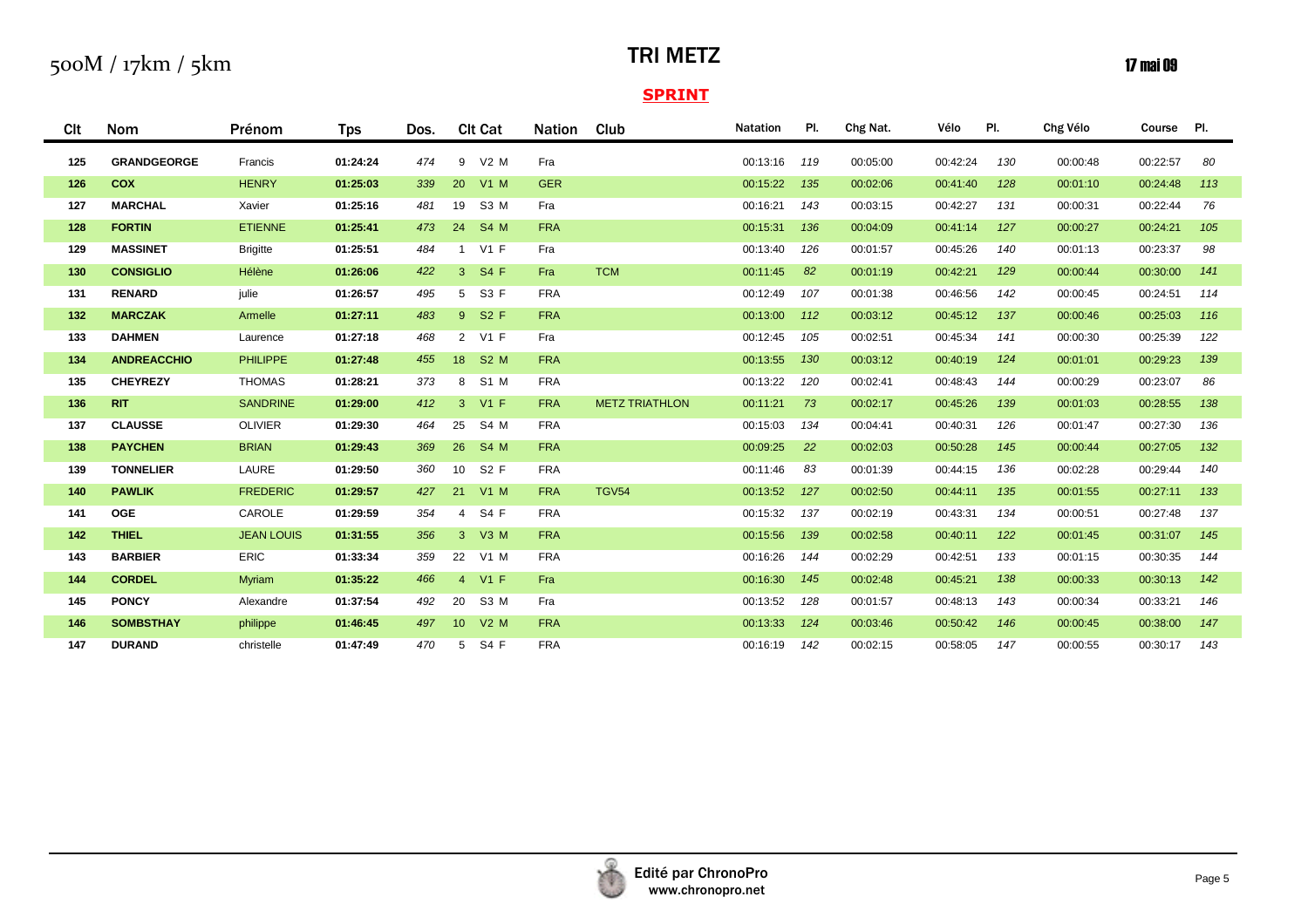500M / 17km / 5km

# TRI METZ

17 mai 09

## SPRINT

| Clt | Nom | Prénom | Tps | Dos. | Clt Cat | | Nation | Club | Natation | Pl. | Chg Nat. | Vélo | Pl. | Chg Vélo | Course | Pl. |
|---|---|---|---|---|---|---|---|---|---|---|---|---|---|---|---|---|
| 125 | GRANDGEORGE | Francis | 01:24:24 | 474 | 9 | V2 M | Fra | | 00:13:16 | 119 | 00:05:00 | 00:42:24 | 130 | 00:00:48 | 00:22:57 | 80 |
| 126 | COX | HENRY | 01:25:03 | 339 | 20 | V1 M | GER | | 00:15:22 | 135 | 00:02:06 | 00:41:40 | 128 | 00:01:10 | 00:24:48 | 113 |
| 127 | MARCHAL | Xavier | 01:25:16 | 481 | 19 | S3 M | Fra | | 00:16:21 | 143 | 00:03:15 | 00:42:27 | 131 | 00:00:31 | 00:22:44 | 76 |
| 128 | FORTIN | ETIENNE | 01:25:41 | 473 | 24 | S4 M | FRA | | 00:15:31 | 136 | 00:04:09 | 00:41:14 | 127 | 00:00:27 | 00:24:21 | 105 |
| 129 | MASSINET | Brigitte | 01:25:51 | 484 | 1 | V1 F | Fra | | 00:13:40 | 126 | 00:01:57 | 00:45:26 | 140 | 00:01:13 | 00:23:37 | 98 |
| 130 | CONSIGLIO | Hélène | 01:26:06 | 422 | 3 | S4 F | Fra | TCM | 00:11:45 | 82 | 00:01:19 | 00:42:21 | 129 | 00:00:44 | 00:30:00 | 141 |
| 131 | RENARD | julie | 01:26:57 | 495 | 5 | S3 F | FRA | | 00:12:49 | 107 | 00:01:38 | 00:46:56 | 142 | 00:00:45 | 00:24:51 | 114 |
| 132 | MARCZAK | Armelle | 01:27:11 | 483 | 9 | S2 F | FRA | | 00:13:00 | 112 | 00:03:12 | 00:45:12 | 137 | 00:00:46 | 00:25:03 | 116 |
| 133 | DAHMEN | Laurence | 01:27:18 | 468 | 2 | V1 F | Fra | | 00:12:45 | 105 | 00:02:51 | 00:45:34 | 141 | 00:00:30 | 00:25:39 | 122 |
| 134 | ANDREACCHIO | PHILIPPE | 01:27:48 | 455 | 18 | S2 M | FRA | | 00:13:55 | 130 | 00:03:12 | 00:40:19 | 124 | 00:01:01 | 00:29:23 | 139 |
| 135 | CHEYREZY | THOMAS | 01:28:21 | 373 | 8 | S1 M | FRA | | 00:13:22 | 120 | 00:02:41 | 00:48:43 | 144 | 00:00:29 | 00:23:07 | 86 |
| 136 | RIT | SANDRINE | 01:29:00 | 412 | 3 | V1 F | FRA | METZ TRIATHLON | 00:11:21 | 73 | 00:02:17 | 00:45:26 | 139 | 00:01:03 | 00:28:55 | 138 |
| 137 | CLAUSSE | OLIVIER | 01:29:30 | 464 | 25 | S4 M | FRA | | 00:15:03 | 134 | 00:04:41 | 00:40:31 | 126 | 00:01:47 | 00:27:30 | 136 |
| 138 | PAYCHEN | BRIAN | 01:29:43 | 369 | 26 | S4 M | FRA | | 00:09:25 | 22 | 00:02:03 | 00:50:28 | 145 | 00:00:44 | 00:27:05 | 132 |
| 139 | TONNELIER | LAURE | 01:29:50 | 360 | 10 | S2 F | FRA | | 00:11:46 | 83 | 00:01:39 | 00:44:15 | 136 | 00:02:28 | 00:29:44 | 140 |
| 140 | PAWLIK | FREDERIC | 01:29:57 | 427 | 21 | V1 M | FRA | TGV54 | 00:13:52 | 127 | 00:02:50 | 00:44:11 | 135 | 00:01:55 | 00:27:11 | 133 |
| 141 | OGE | CAROLE | 01:29:59 | 354 | 4 | S4 F | FRA | | 00:15:32 | 137 | 00:02:19 | 00:43:31 | 134 | 00:00:51 | 00:27:48 | 137 |
| 142 | THIEL | JEAN LOUIS | 01:31:55 | 356 | 3 | V3 M | FRA | | 00:15:56 | 139 | 00:02:58 | 00:40:11 | 122 | 00:01:45 | 00:31:07 | 145 |
| 143 | BARBIER | ERIC | 01:33:34 | 359 | 22 | V1 M | FRA | | 00:16:26 | 144 | 00:02:29 | 00:42:51 | 133 | 00:01:15 | 00:30:35 | 144 |
| 144 | CORDEL | Myriam | 01:35:22 | 466 | 4 | V1 F | Fra | | 00:16:30 | 145 | 00:02:48 | 00:45:21 | 138 | 00:00:33 | 00:30:13 | 142 |
| 145 | PONCY | Alexandre | 01:37:54 | 492 | 20 | S3 M | Fra | | 00:13:52 | 128 | 00:01:57 | 00:48:13 | 143 | 00:00:34 | 00:33:21 | 146 |
| 146 | SOMBSTHAY | philippe | 01:46:45 | 497 | 10 | V2 M | FRA | | 00:13:33 | 124 | 00:03:46 | 00:50:42 | 146 | 00:00:45 | 00:38:00 | 147 |
| 147 | DURAND | christelle | 01:47:49 | 470 | 5 | S4 F | FRA | | 00:16:19 | 142 | 00:02:15 | 00:58:05 | 147 | 00:00:55 | 00:30:17 | 143 |

Edité par ChronoPro
www.chronopro.net